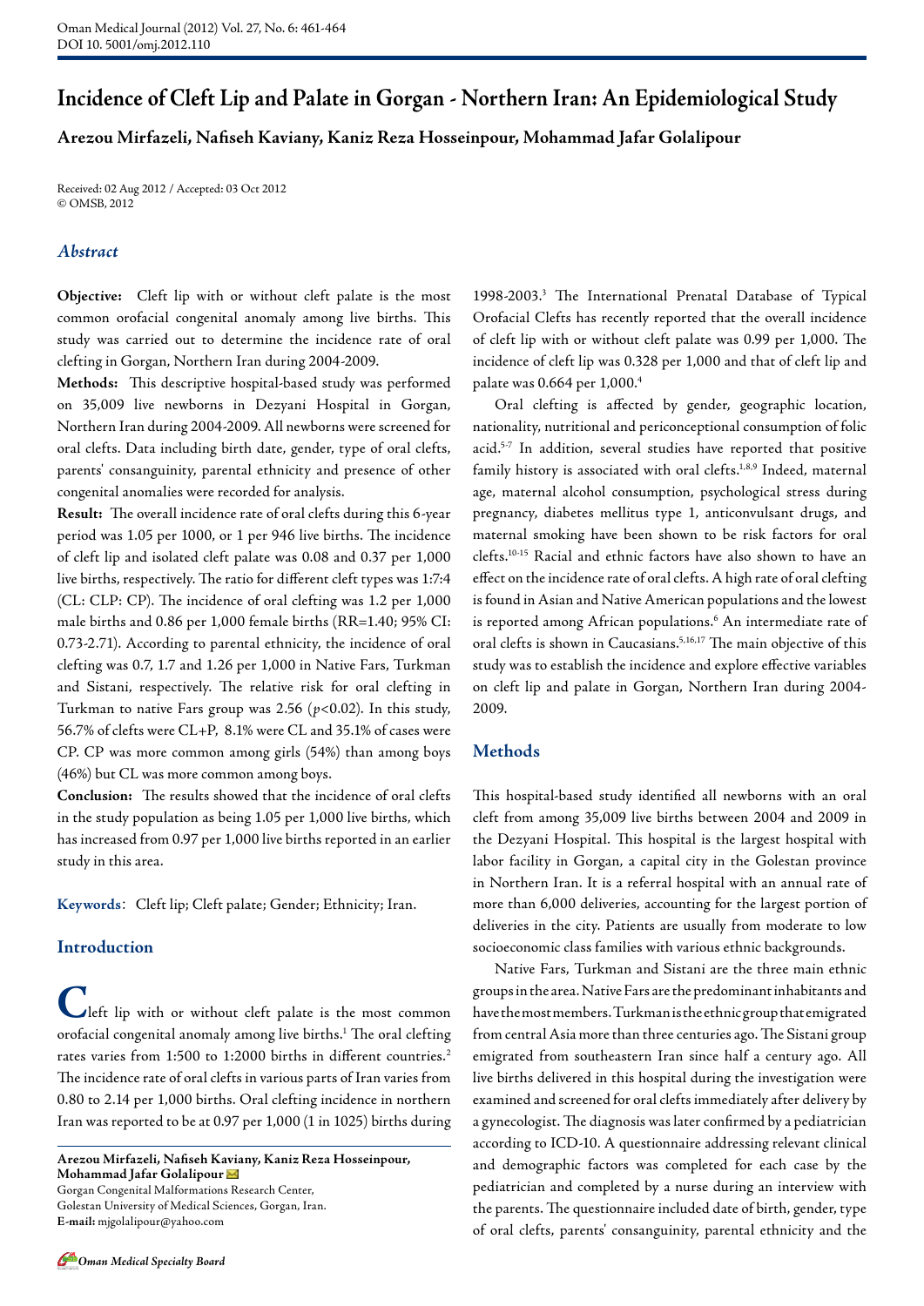# Incidence of Cleft Lip and Palate in Gorgan - Northern Iran: An Epidemiological Study

**Arezou Mirfazeli, Nafiseh Kaviany, Kaniz Reza Hosseinpour, Mohammad Jafar Golalipour**

Received: 02 Aug 2012 / Accepted: 03 Oct 2012
© OMSB, 2012

## *Abstract*

**Objective:** Cleft lip with or without cleft palate is the most common orofacial congenital anomaly among live births. This study was carried out to determine the incidence rate of oral clefting in Gorgan, Northern Iran during 2004-2009.

**Methods:** This descriptive hospital-based study was performed on 35,009 live newborns in Dezyani Hospital in Gorgan, Northern Iran during 2004-2009. All newborns were screened for oral clefts. Data including birth date, gender, type of oral clefts, parents' consanguinity, parental ethnicity and presence of other congenital anomalies were recorded for analysis.

**Result:** The overall incidence rate of oral clefts during this 6-year period was 1.05 per 1000, or 1 per 946 live births. The incidence of cleft lip and isolated cleft palate was 0.08 and 0.37 per 1,000 live births, respectively. The ratio for different cleft types was 1:7:4 (CL: CLP: CP). The incidence of oral clefting was 1.2 per 1,000 male births and 0.86 per 1,000 female births (RR=1.40; 95% CI: 0.73-2.71). According to parental ethnicity, the incidence of oral clefting was 0.7, 1.7 and 1.26 per 1,000 in Native Fars, Turkman and Sistani, respectively. The relative risk for oral clefting in Turkman to native Fars group was 2.56 ($p<0.02$). In this study, 56.7% of clefts were CL+P, 8.1% were CL and 35.1% of cases were CP. CP was more common among girls (54%) than among boys (46%) but CL was more common among boys.

**Conclusion:** The results showed that the incidence of oral clefts in the study population as being 1.05 per 1,000 live births, which has increased from 0.97 per 1,000 live births reported in an earlier study in this area.

**Keywords**: Cleft lip; Cleft palate; Gender; Ethnicity; Iran.

## Introduction

Cleft lip with or without cleft palate is the most common orofacial congenital anomaly among live births.[1] The oral clefting rates varies from 1:500 to 1:2000 births in different countries.[2] The incidence rate of oral clefts in various parts of Iran varies from 0.80 to 2.14 per 1,000 births. Oral clefting incidence in northern Iran was reported to be at 0.97 per 1,000 (1 in 1025) births during 1998-2003.[3] The International Prenatal Database of Typical Orofacial Clefts has recently reported that the overall incidence of cleft lip with or without cleft palate was 0.99 per 1,000. The incidence of cleft lip was 0.328 per 1,000 and that of cleft lip and palate was 0.664 per 1,000.[4]

Oral clefting is affected by gender, geographic location, nationality, nutritional and periconceptional consumption of folic acid.[5-7] In addition, several studies have reported that positive family history is associated with oral clefts.[1,8,9] Indeed, maternal age, maternal alcohol consumption, psychological stress during pregnancy, diabetes mellitus type 1, anticonvulsant drugs, and maternal smoking have been shown to be risk factors for oral clefts.[10-15] Racial and ethnic factors have also shown to have an effect on the incidence rate of oral clefts. A high rate of oral clefting is found in Asian and Native American populations and the lowest is reported among African populations.[6] An intermediate rate of oral clefts is shown in Caucasians.[5,16,17] The main objective of this study was to establish the incidence and explore effective variables on cleft lip and palate in Gorgan, Northern Iran during 2004-2009.

## Methods

This hospital-based study identified all newborns with an oral cleft from among 35,009 live births between 2004 and 2009 in the Dezyani Hospital. This hospital is the largest hospital with labor facility in Gorgan, a capital city in the Golestan province in Northern Iran. It is a referral hospital with an annual rate of more than 6,000 deliveries, accounting for the largest portion of deliveries in the city. Patients are usually from moderate to low socioeconomic class families with various ethnic backgrounds.

Native Fars, Turkman and Sistani are the three main ethnic groups in the area. Native Fars are the predominant inhabitants and have the most members. Turkman is the ethnic group that emigrated from central Asia more than three centuries ago. The Sistani group emigrated from southeastern Iran since half a century ago. All live births delivered in this hospital during the investigation were examined and screened for oral clefts immediately after delivery by a gynecologist. The diagnosis was later confirmed by a pediatrician according to ICD-10. A questionnaire addressing relevant clinical and demographic factors was completed for each case by the pediatrician and completed by a nurse during an interview with the parents. The questionnaire included date of birth, gender, type of oral clefts, parents' consanguinity, parental ethnicity and the

**Arezou Mirfazeli, Nafiseh Kaviany, Kaniz Reza Hosseinpour, Mohammad Jafar Golalipour**
Gorgan Congenital Malformations Research Center,
Golestan University of Medical Sciences, Gorgan, Iran.
**E-mail:** mjgolalipour@yahoo.com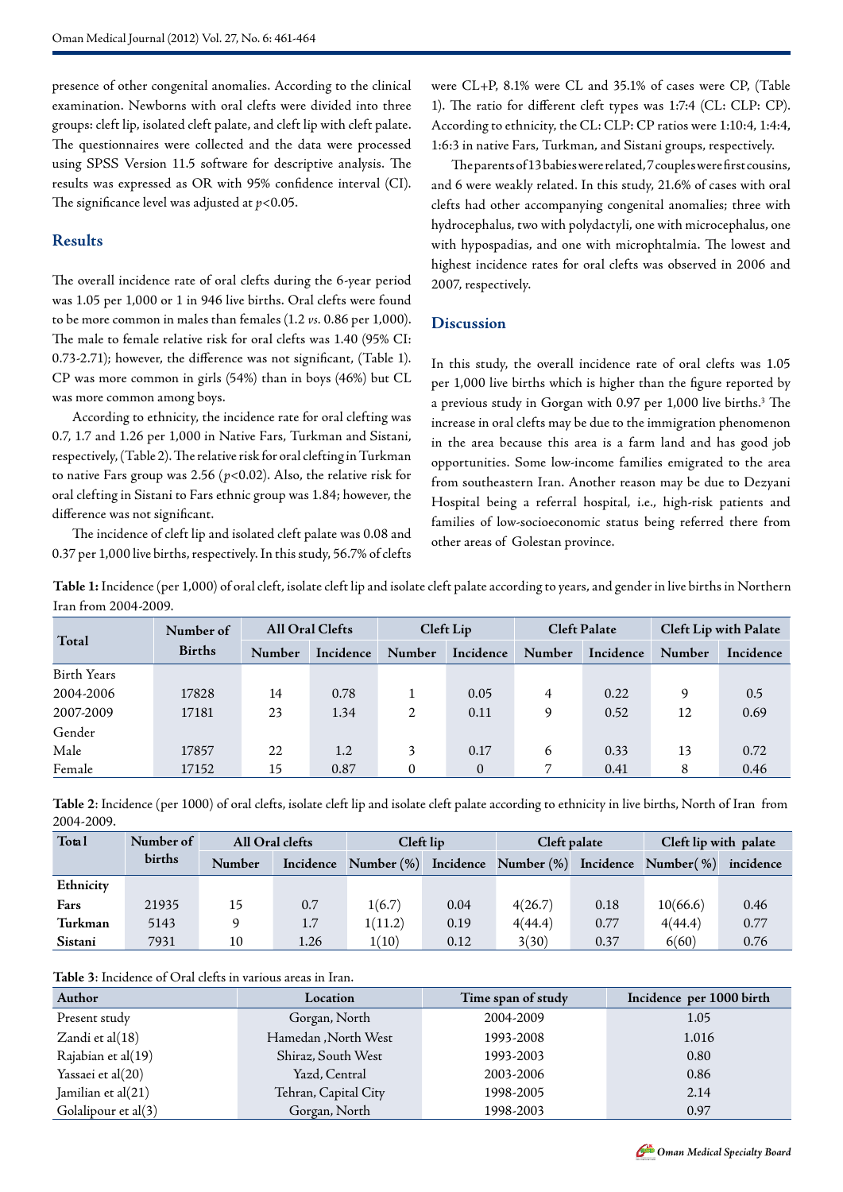presence of other congenital anomalies. According to the clinical examination. Newborns with oral clefts were divided into three groups: cleft lip, isolated cleft palate, and cleft lip with cleft palate. The questionnaires were collected and the data were processed using SPSS Version 11.5 software for descriptive analysis. The results was expressed as OR with 95% confidence interval (CI). The significance level was adjusted at $p<0.05$.

## Results

The overall incidence rate of oral clefts during the 6-year period was 1.05 per 1,000 or 1 in 946 live births. Oral clefts were found to be more common in males than females (1.2 *vs.* 0.86 per 1,000). The male to female relative risk for oral clefts was 1.40 (95% CI: 0.73-2.71); however, the difference was not significant, (Table 1). CP was more common in girls (54%) than in boys (46%) but CL was more common among boys.

According to ethnicity, the incidence rate for oral clefting was 0.7, 1.7 and 1.26 per 1,000 in Native Fars, Turkman and Sistani, respectively, (Table 2). The relative risk for oral clefting in Turkman to native Fars group was 2.56 ($p<0.02$). Also, the relative risk for oral clefting in Sistani to Fars ethnic group was 1.84; however, the difference was not significant.

The incidence of cleft lip and isolated cleft palate was 0.08 and 0.37 per 1,000 live births, respectively. In this study, 56.7% of clefts were CL+P, 8.1% were CL and 35.1% of cases were CP, (Table 1). The ratio for different cleft types was 1:7:4 (CL: CLP: CP). According to ethnicity, the CL: CLP: CP ratios were 1:10:4, 1:4:4, 1:6:3 in native Fars, Turkman, and Sistani groups, respectively.

The parents of 13 babies were related, 7 couples were first cousins, and 6 were weakly related. In this study, 21.6% of cases with oral clefts had other accompanying congenital anomalies; three with hydrocephalus, two with polydactyli, one with microcephalus, one with hypospadias, and one with microphtalmia. The lowest and highest incidence rates for oral clefts was observed in 2006 and 2007, respectively.

## Discussion

In this study, the overall incidence rate of oral clefts was 1.05 per 1,000 live births which is higher than the figure reported by a previous study in Gorgan with 0.97 per 1,000 live births.[3] The increase in oral clefts may be due to the immigration phenomenon in the area because this area is a farm land and has good job opportunities. Some low-income families emigrated to the area from southeastern Iran. Another reason may be due to Dezyani Hospital being a referral hospital, i.e., high-risk patients and families of low-socioeconomic status being referred there from other areas of Golestan province.

**Table 1:** Incidence (per 1,000) of oral cleft, isolate cleft lip and isolate cleft palate according to years, and gender in live births in Northern Iran from 2004-2009.

| Total | Number of Births | All Oral Clefts | | Cleft Lip | | Cleft Palate | | Cleft Lip with Palate | |
|---|---|---|---|---|---|---|---|---|---|
| | | Number | Incidence | Number | Incidence | Number | Incidence | Number | Incidence |
| Birth Years | | | | | | | | | |
| 2004-2006 | 17828 | 14 | 0.78 | 1 | 0.05 | 4 | 0.22 | 9 | 0.5 |
| 2007-2009 | 17181 | 23 | 1.34 | 2 | 0.11 | 9 | 0.52 | 12 | 0.69 |
| Gender | | | | | | | | | |
| Male | 17857 | 22 | 1.2 | 3 | 0.17 | 6 | 0.33 | 13 | 0.72 |
| Female | 17152 | 15 | 0.87 | 0 | 0 | 7 | 0.41 | 8 | 0.46 |

**Table 2**: Incidence (per 1000) of oral clefts, isolate cleft lip and isolate cleft palate according to ethnicity in live births, North of Iran from 2004-2009.

| Total | Number of births | All Oral clefts | | Cleft lip | | Cleft palate | | Cleft lip with palate | |
|---|---|---|---|---|---|---|---|---|---|
| | | Number | Incidence | Number (%) | Incidence | Number (%) | Incidence | Number(%) | incidence |
| **Ethnicity** | | | | | | | | | |
| **Fars** | 21935 | 15 | 0.7 | 1(6.7) | 0.04 | 4(26.7) | 0.18 | 10(66.6) | 0.46 |
| **Turkman** | 5143 | 9 | 1.7 | 1(11.2) | 0.19 | 4(44.4) | 0.77 | 4(44.4) | 0.77 |
| **Sistani** | 7931 | 10 | 1.26 | 1(10) | 0.12 | 3(30) | 0.37 | 6(60) | 0.76 |

**Table 3**: Incidence of Oral clefts in various areas in Iran.

| Author | Location | Time span of study | Incidence per 1000 birth |
|---|---|---|---|
| Present study | Gorgan, North | 2004-2009 | 1.05 |
| Zandi et al(18) | Hamedan ,North West | 1993-2008 | 1.016 |
| Rajabian et al(19) | Shiraz, South West | 1993-2003 | 0.80 |
| Yassaei et al(20) | Yazd, Central | 2003-2006 | 0.86 |
| Jamilian et al(21) | Tehran, Capital City | 1998-2005 | 2.14 |
| Golalipour et al(3) | Gorgan, North | 1998-2003 | 0.97 |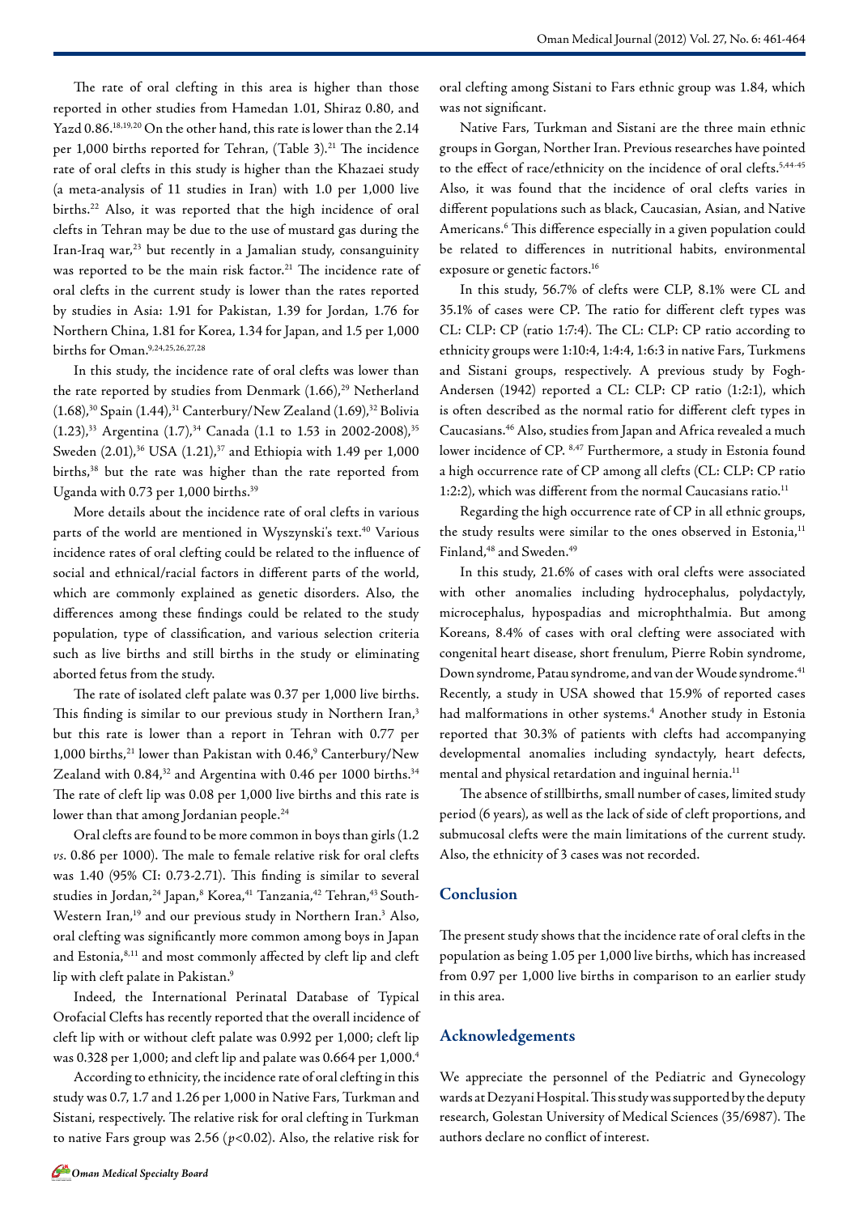The rate of oral clefting in this area is higher than those reported in other studies from Hamedan 1.01, Shiraz 0.80, and Yazd 0.86.[18,19,20] On the other hand, this rate is lower than the 2.14 per 1,000 births reported for Tehran, (Table 3).[21] The incidence rate of oral clefts in this study is higher than the Khazaei study (a meta-analysis of 11 studies in Iran) with 1.0 per 1,000 live births.[22] Also, it was reported that the high incidence of oral clefts in Tehran may be due to the use of mustard gas during the Iran-Iraq war,[23] but recently in a Jamalian study, consanguinity was reported to be the main risk factor.[21] The incidence rate of oral clefts in the current study is lower than the rates reported by studies in Asia: 1.91 for Pakistan, 1.39 for Jordan, 1.76 for Northern China, 1.81 for Korea, 1.34 for Japan, and 1.5 per 1,000 births for Oman.[9,24,25,26,27,28]

In this study, the incidence rate of oral clefts was lower than the rate reported by studies from Denmark (1.66),[29] Netherland (1.68),[30] Spain (1.44),[31] Canterbury/New Zealand (1.69),[32] Bolivia (1.23),[33] Argentina (1.7),[34] Canada (1.1 to 1.53 in 2002-2008),[35] Sweden (2.01),[36] USA (1.21),[37] and Ethiopia with 1.49 per 1,000 births,[38] but the rate was higher than the rate reported from Uganda with 0.73 per 1,000 births.[39]

More details about the incidence rate of oral clefts in various parts of the world are mentioned in Wyszynski's text.[40] Various incidence rates of oral clefting could be related to the influence of social and ethnical/racial factors in different parts of the world, which are commonly explained as genetic disorders. Also, the differences among these findings could be related to the study population, type of classification, and various selection criteria such as live births and still births in the study or eliminating aborted fetus from the study.

The rate of isolated cleft palate was 0.37 per 1,000 live births. This finding is similar to our previous study in Northern Iran,[3] but this rate is lower than a report in Tehran with 0.77 per 1,000 births,[21] lower than Pakistan with 0.46,[9] Canterbury/New Zealand with 0.84,[32] and Argentina with 0.46 per 1000 births.[34] The rate of cleft lip was 0.08 per 1,000 live births and this rate is lower than that among Jordanian people.[24]

Oral clefts are found to be more common in boys than girls (1.2 *vs*. 0.86 per 1000). The male to female relative risk for oral clefts was 1.40 (95% CI: 0.73-2.71). This finding is similar to several studies in Jordan,[24] Japan,[8] Korea,[41] Tanzania,[42] Tehran,[43] South-Western Iran,[19] and our previous study in Northern Iran.[3] Also, oral clefting was significantly more common among boys in Japan and Estonia,[8,11] and most commonly affected by cleft lip and cleft lip with cleft palate in Pakistan.[9]

Indeed, the International Perinatal Database of Typical Orofacial Clefts has recently reported that the overall incidence of cleft lip with or without cleft palate was 0.992 per 1,000; cleft lip was 0.328 per 1,000; and cleft lip and palate was 0.664 per 1,000.[4]

According to ethnicity, the incidence rate of oral clefting in this study was 0.7, 1.7 and 1.26 per 1,000 in Native Fars, Turkman and Sistani, respectively. The relative risk for oral clefting in Turkman to native Fars group was 2.56 ($p<0.02$). Also, the relative risk for oral clefting among Sistani to Fars ethnic group was 1.84, which was not significant.

Native Fars, Turkman and Sistani are the three main ethnic groups in Gorgan, Norther Iran. Previous researches have pointed to the effect of race/ethnicity on the incidence of oral clefts.[5,44-45] Also, it was found that the incidence of oral clefts varies in different populations such as black, Caucasian, Asian, and Native Americans.[6] This difference especially in a given population could be related to differences in nutritional habits, environmental exposure or genetic factors.[16]

In this study, 56.7% of clefts were CLP, 8.1% were CL and 35.1% of cases were CP. The ratio for different cleft types was CL: CLP: CP (ratio 1:7:4). The CL: CLP: CP ratio according to ethnicity groups were 1:10:4, 1:4:4, 1:6:3 in native Fars, Turkmens and Sistani groups, respectively. A previous study by Fogh-Andersen (1942) reported a CL: CLP: CP ratio (1:2:1), which is often described as the normal ratio for different cleft types in Caucasians.[46] Also, studies from Japan and Africa revealed a much lower incidence of CP. [8,47] Furthermore, a study in Estonia found a high occurrence rate of CP among all clefts (CL: CLP: CP ratio 1:2:2), which was different from the normal Caucasians ratio.[11]

Regarding the high occurrence rate of CP in all ethnic groups, the study results were similar to the ones observed in Estonia,[11] Finland,[48] and Sweden.[49]

In this study, 21.6% of cases with oral clefts were associated with other anomalies including hydrocephalus, polydactyly, microcephalus, hypospadias and microphthalmia. But among Koreans, 8.4% of cases with oral clefting were associated with congenital heart disease, short frenulum, Pierre Robin syndrome, Down syndrome, Patau syndrome, and van der Woude syndrome.[41] Recently, a study in USA showed that 15.9% of reported cases had malformations in other systems.[4] Another study in Estonia reported that 30.3% of patients with clefts had accompanying developmental anomalies including syndactyly, heart defects, mental and physical retardation and inguinal hernia.[11]

The absence of stillbirths, small number of cases, limited study period (6 years), as well as the lack of side of cleft proportions, and submucosal clefts were the main limitations of the current study. Also, the ethnicity of 3 cases was not recorded.

## Conclusion

The present study shows that the incidence rate of oral clefts in the population as being 1.05 per 1,000 live births, which has increased from 0.97 per 1,000 live births in comparison to an earlier study in this area.

## Acknowledgements

We appreciate the personnel of the Pediatric and Gynecology wards at Dezyani Hospital. This study was supported by the deputy research, Golestan University of Medical Sciences (35/6987). The authors declare no conflict of interest.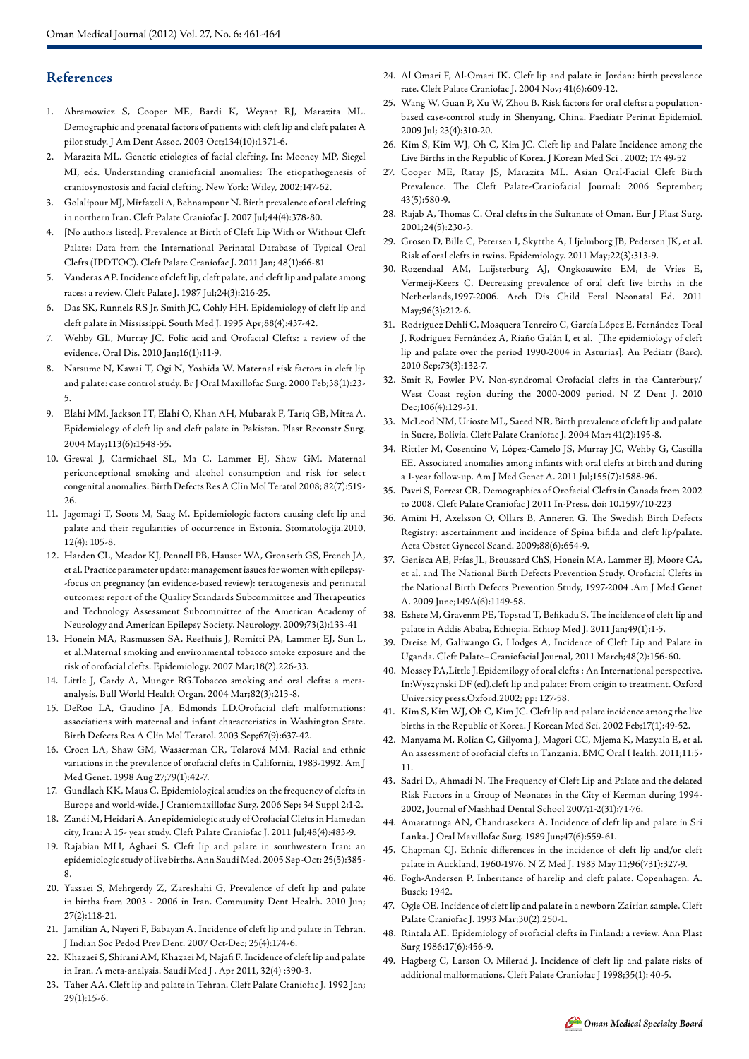## References

1. Abramowicz S, Cooper ME, Bardi K, Weyant RJ, Marazita ML. Demographic and prenatal factors of patients with cleft lip and cleft palate: A pilot study. J Am Dent Assoc. 2003 Oct;134(10):1371-6.
2. Marazita ML. Genetic etiologies of facial clefting. In: Mooney MP, Siegel MI, eds. Understanding craniofacial anomalies: The etiopathogenesis of craniosynostosis and facial clefting. New York: Wiley, 2002;147-62.
3. Golalipour MJ, Mirfazeli A, Behnampour N. Birth prevalence of oral clefting in northern Iran. Cleft Palate Craniofac J. 2007 Jul;44(4):378-80.
4. [No authors listed]. Prevalence at Birth of Cleft Lip With or Without Cleft Palate: Data from the International Perinatal Database of Typical Oral Clefts (IPDTOC). Cleft Palate Craniofac J. 2011 Jan; 48(1):66-81
5. Vanderas AP. Incidence of cleft lip, cleft palate, and cleft lip and palate among races: a review. Cleft Palate J. 1987 Jul;24(3):216-25.
6. Das SK, Runnels RS Jr, Smith JC, Cohly HH. Epidemiology of cleft lip and cleft palate in Mississippi. South Med J. 1995 Apr;88(4):437-42.
7. Wehby GL, Murray JC. Folic acid and Orofacial Clefts: a review of the evidence. Oral Dis. 2010 Jan;16(1):11-9.
8. Natsume N, Kawai T, Ogi N, Yoshida W. Maternal risk factors in cleft lip and palate: case control study. Br J Oral Maxillofac Surg. 2000 Feb;38(1):23-5.
9. Elahi MM, Jackson IT, Elahi O, Khan AH, Mubarak F, Tariq GB, Mitra A. Epidemiology of cleft lip and cleft palate in Pakistan. Plast Reconstr Surg. 2004 May;113(6):1548-55.
10. Grewal J, Carmichael SL, Ma C, Lammer EJ, Shaw GM. Maternal periconceptional smoking and alcohol consumption and risk for select congenital anomalies. Birth Defects Res A Clin Mol Teratol 2008; 82(7):519-26.
11. Jagomagi T, Soots M, Saag M. Epidemiologic factors causing cleft lip and palate and their regularities of occurrence in Estonia. Stomatologija.2010, 12(4): 105-8.
12. Harden CL, Meador KJ, Pennell PB, Hauser WA, Gronseth GS, French JA, et al. Practice parameter update: management issues for women with epilepsy--focus on pregnancy (an evidence-based review): teratogenesis and perinatal outcomes: report of the Quality Standards Subcommittee and Therapeutics and Technology Assessment Subcommittee of the American Academy of Neurology and American Epilepsy Society. Neurology. 2009;73(2):133-41
13. Honein MA, Rasmussen SA, Reefhuis J, Romitti PA, Lammer EJ, Sun L, et al.Maternal smoking and environmental tobacco smoke exposure and the risk of orofacial clefts. Epidemiology. 2007 Mar;18(2):226-33.
14. Little J, Cardy A, Munger RG.Tobacco smoking and oral clefts: a meta-analysis. Bull World Health Organ. 2004 Mar;82(3):213-8.
15. DeRoo LA, Gaudino JA, Edmonds LD.Orofacial cleft malformations: associations with maternal and infant characteristics in Washington State. Birth Defects Res A Clin Mol Teratol. 2003 Sep;67(9):637-42.
16. Croen LA, Shaw GM, Wasserman CR, Tolarová MM. Racial and ethnic variations in the prevalence of orofacial clefts in California, 1983-1992. Am J Med Genet. 1998 Aug 27;79(1):42-7.
17. Gundlach KK, Maus C. Epidemiological studies on the frequency of clefts in Europe and world-wide. J Craniomaxillofac Surg. 2006 Sep; 34 Suppl 2:1-2.
18. Zandi M, Heidari A. An epidemiologic study of Orofacial Clefts in Hamedan city, Iran: A 15- year study. Cleft Palate Craniofac J. 2011 Jul;48(4):483-9.
19. Rajabian MH, Aghaei S. Cleft lip and palate in southwestern Iran: an epidemiologic study of live births. Ann Saudi Med. 2005 Sep-Oct; 25(5):385-8.
20. Yassaei S, Mehrgerdy Z, Zareshahi G, Prevalence of cleft lip and palate in births from 2003 - 2006 in Iran. Community Dent Health. 2010 Jun; 27(2):118-21.
21. Jamilian A, Nayeri F, Babayan A. Incidence of cleft lip and palate in Tehran. J Indian Soc Pedod Prev Dent. 2007 Oct-Dec; 25(4):174-6.
22. Khazaei S, Shirani AM, Khazaei M, Najafi F. Incidence of cleft lip and palate in Iran. A meta-analysis. Saudi Med J . Apr 2011, 32(4) :390-3.
23. Taher AA. Cleft lip and palate in Tehran. Cleft Palate Craniofac J. 1992 Jan; 29(1):15-6.
24. Al Omari F, Al-Omari IK. Cleft lip and palate in Jordan: birth prevalence rate. Cleft Palate Craniofac J. 2004 Nov; 41(6):609-12.
25. Wang W, Guan P, Xu W, Zhou B. Risk factors for oral clefts: a population-based case-control study in Shenyang, China. Paediatr Perinat Epidemiol. 2009 Jul; 23(4):310-20.
26. Kim S, Kim WJ, Oh C, Kim JC. Cleft lip and Palate Incidence among the Live Births in the Republic of Korea. J Korean Med Sci . 2002; 17: 49-52
27. Cooper ME, Ratay JS, Marazita ML. Asian Oral-Facial Cleft Birth Prevalence. The Cleft Palate-Craniofacial Journal: 2006 September; 43(5):580-9.
28. Rajab A, Thomas C. Oral clefts in the Sultanate of Oman. Eur J Plast Surg. 2001;24(5):230-3.
29. Grosen D, Bille C, Petersen I, Skytthe A, Hjelmborg JB, Pedersen JK, et al. Risk of oral clefts in twins. Epidemiology. 2011 May;22(3):313-9.
30. Rozendaal AM, Luijsterburg AJ, Ongkosuwito EM, de Vries E, Vermeij-Keers C. Decreasing prevalence of oral cleft live births in the Netherlands,1997-2006. Arch Dis Child Fetal Neonatal Ed. 2011 May;96(3):212-6.
31. Rodríguez Dehli C, Mosquera Tenreiro C, García López E, Fernández Toral J, Rodríguez Fernández A, Riaño Galán I, et al. [The epidemiology of cleft lip and palate over the period 1990-2004 in Asturias]. An Pediatr (Barc). 2010 Sep;73(3):132-7.
32. Smit R, Fowler PV. Non-syndromal Orofacial clefts in the Canterbury/ West Coast region during the 2000-2009 period. N Z Dent J. 2010 Dec;106(4):129-31.
33. McLeod NM, Urioste ML, Saeed NR. Birth prevalence of cleft lip and palate in Sucre, Bolivia. Cleft Palate Craniofac J. 2004 Mar; 41(2):195-8.
34. Rittler M, Cosentino V, López-Camelo JS, Murray JC, Wehby G, Castilla EE. Associated anomalies among infants with oral clefts at birth and during a 1-year follow-up. Am J Med Genet A. 2011 Jul;155(7):1588-96.
35. Pavri S, Forrest CR. Demographics of Orofacial Clefts in Canada from 2002 to 2008. Cleft Palate Craniofac J 2011 In-Press. doi: 10.1597/10-223
36. Amini H, Axelsson O, Ollars B, Anneren G. The Swedish Birth Defects Registry: ascertainment and incidence of Spina bifida and cleft lip/palate. Acta Obstet Gynecol Scand. 2009;88(6):654-9.
37. Genisca AE, Frías JL, Broussard ChS, Honein MA, Lammer EJ, Moore CA, et al. and The National Birth Defects Prevention Study. Orofacial Clefts in the National Birth Defects Prevention Study, 1997-2004 .Am J Med Genet A. 2009 June;149A(6):1149-58.
38. Eshete M, Gravenm PE, Topstad T, Befikadu S. The incidence of cleft lip and palate in Addis Ababa, Ethiopia. Ethiop Med J. 2011 Jan;49(1):1-5.
39. Dreise M, Galiwango G, Hodges A, Incidence of Cleft Lip and Palate in Uganda. Cleft Palate–Craniofacial Journal, 2011 March;48(2):156-60.
40. Mossey PA,Little J.Epidemilogy of oral clefts : An International perspective. In:Wyszynski DF (ed).cleft lip and palate: From origin to treatment. Oxford University press.Oxford.2002; pp: 127-58.
41. Kim S, Kim WJ, Oh C, Kim JC. Cleft lip and palate incidence among the live births in the Republic of Korea. J Korean Med Sci. 2002 Feb;17(1):49-52.
42. Manyama M, Rolian C, Gilyoma J, Magori CC, Mjema K, Mazyala E, et al. An assessment of orofacial clefts in Tanzania. BMC Oral Health. 2011;11:5-11.
43. Sadri D., Ahmadi N. The Frequency of Cleft Lip and Palate and the delated Risk Factors in a Group of Neonates in the City of Kerman during 1994-2002, Journal of Mashhad Dental School 2007;1-2(31):71-76.
44. Amaratunga AN, Chandrasekera A. Incidence of cleft lip and palate in Sri Lanka. J Oral Maxillofac Surg. 1989 Jun;47(6):559-61.
45. Chapman CJ. Ethnic differences in the incidence of cleft lip and/or cleft palate in Auckland, 1960-1976. N Z Med J. 1983 May 11;96(731):327-9.
46. Fogh-Andersen P. Inheritance of harelip and cleft palate. Copenhagen: A. Busck; 1942.
47. Ogle OE. Incidence of cleft lip and palate in a newborn Zairian sample. Cleft Palate Craniofac J. 1993 Mar;30(2):250-1.
48. Rintala AE. Epidemiology of orofacial clefts in Finland: a review. Ann Plast Surg 1986;17(6):456-9.
49. Hagberg C, Larson O, Milerad J. Incidence of cleft lip and palate risks of additional malformations. Cleft Palate Craniofac J 1998;35(1): 40-5.